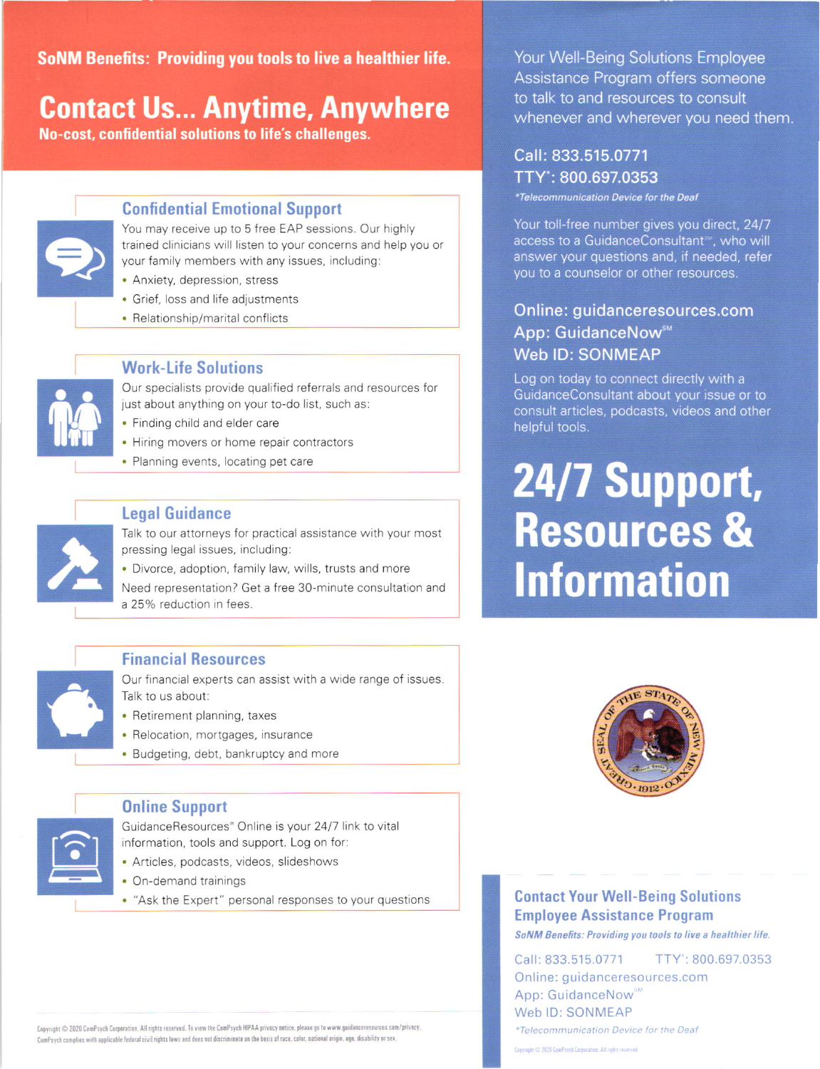**SoNM Benefits: Providing you tools to live a healthier life.**

# Contact Us... Anytime, Anywhere

**No-cost, confidential solutions to life's challenges.**

## Confidential Emotional Support

You may receive up to 5 free EAP sessions. Our highly trained clinicians will listen to your concerns and help you or your family members with any issues, including:

- Anxiety, depression, stress
- Grief, loss and life adjustments
- Relationship/marital conflicts

## Work-Life Solutions

Our specialists provide qualified referrals and resources for just about anything on your to-do list, such as:

- Finding child and elder care
- Hiring movers or home repair contractors
- Planning events, locating pet care

## Legal Guidance

Talk to our attorneys for practical assistance with your most pressing legal issues, including:

- Divorce, adoption, family law, wills, trusts and more

Need representation? Get a free 30-minute consultation and a 25% reduction in fees.

## Financial Resources

Our financial experts can assist with a wide range of issues. Talk to us about:

- Retirement planning, taxes
- Relocation, mortgages, insurance
- Budgeting, debt, bankruptcy and more

## Online Support

GuidanceResources® Online is your 24/7 link to vital information, tools and support. Log on for:

- Articles, podcasts, videos, slideshows
- On-demand trainings
- "Ask the Expert" personal responses to your questions

Copyright © 2020 ComPsych Corporation. All rights reserved. To view the ComPsych HIPAA privacy notice, please go to www.guidanceresources.com/privacy. ComPsych complies with applicable federal civil rights laws and does not discriminate on the basis of race, color, national origin, age, disability or sex.

Your Well-Being Solutions Employee Assistance Program offers someone to talk to and resources to consult whenever and wherever you need them.

**Call: 833.515.0771**
**TTY*: 800.697.0353**

*\*Telecommunication Device for the Deaf*

Your toll-free number gives you direct, 24/7 access to a GuidanceConsultant℠, who will answer your questions and, if needed, refer you to a counselor or other resources.

**Online: guidanceresources.com**
**App: GuidanceNow℠**
**Web ID: SONMEAP**

Log on today to connect directly with a GuidanceConsultant about your issue or to consult articles, podcasts, videos and other helpful tools.

# 24/7 Support, Resources & Information

THE STATE OF NEW MEXICO · GREAT SEAL OF · 1912

## Contact Your Well-Being Solutions Employee Assistance Program

*SoNM Benefits: Providing you tools to live a healthier life.*

Call: 833.515.0771 TTY*: 800.697.0353
Online: guidanceresources.com
App: GuidanceNow℠
Web ID: SONMEAP

*\*Telecommunication Device for the Deaf*

Copyright © 2020 ComPsych Corporation. All rights reserved.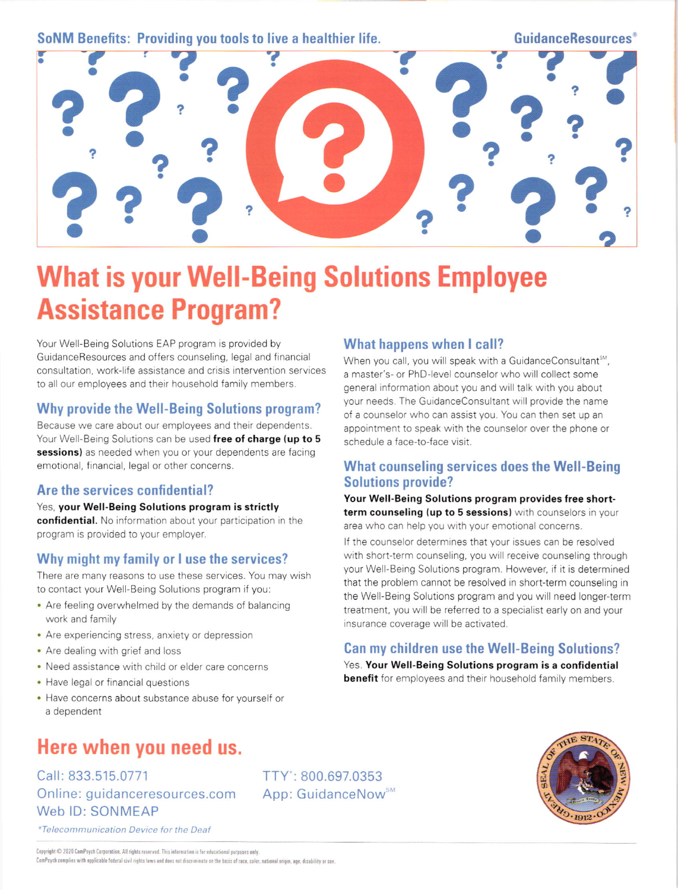SoNM Benefits: Providing you tools to live a healthier life.

GuidanceResources®

# What is your Well-Being Solutions Employee Assistance Program?

Your Well-Being Solutions EAP program is provided by GuidanceResources and offers counseling, legal and financial consultation, work-life assistance and crisis intervention services to all our employees and their household family members.

## Why provide the Well-Being Solutions program?

Because we care about our employees and their dependents. Your Well-Being Solutions can be used **free of charge (up to 5 sessions)** as needed when you or your dependents are facing emotional, financial, legal or other concerns.

## Are the services confidential?

Yes, **your Well-Being Solutions program is strictly confidential.** No information about your participation in the program is provided to your employer.

## Why might my family or I use the services?

There are many reasons to use these services. You may wish to contact your Well-Being Solutions program if you:

- Are feeling overwhelmed by the demands of balancing work and family
- Are experiencing stress, anxiety or depression
- Are dealing with grief and loss
- Need assistance with child or elder care concerns
- Have legal or financial questions
- Have concerns about substance abuse for yourself or a dependent

## What happens when I call?

When you call, you will speak with a GuidanceConsultant℠, a master's- or PhD-level counselor who will collect some general information about you and will talk with you about your needs. The GuidanceConsultant will provide the name of a counselor who can assist you. You can then set up an appointment to speak with the counselor over the phone or schedule a face-to-face visit.

## What counseling services does the Well-Being Solutions provide?

**Your Well-Being Solutions program provides free short-term counseling (up to 5 sessions)** with counselors in your area who can help you with your emotional concerns.

If the counselor determines that your issues can be resolved with short-term counseling, you will receive counseling through your Well-Being Solutions program. However, if it is determined that the problem cannot be resolved in short-term counseling in the Well-Being Solutions program and you will need longer-term treatment, you will be referred to a specialist early on and your insurance coverage will be activated.

## Can my children use the Well-Being Solutions?

Yes. **Your Well-Being Solutions program is a confidential benefit** for employees and their household family members.

## Here when you need us.

Call: 833.515.0771
Online: guidanceresources.com
Web ID: SONMEAP

TTY*: 800.697.0353
App: GuidanceNow℠

*Telecommunication Device for the Deaf*

Copyright © 2020 ComPsych Corporation. All rights reserved. This information is for educational purposes only.
ComPsych complies with applicable federal civil rights laws and does not discriminate on the basis of race, color, national origin, age, disability or sex.